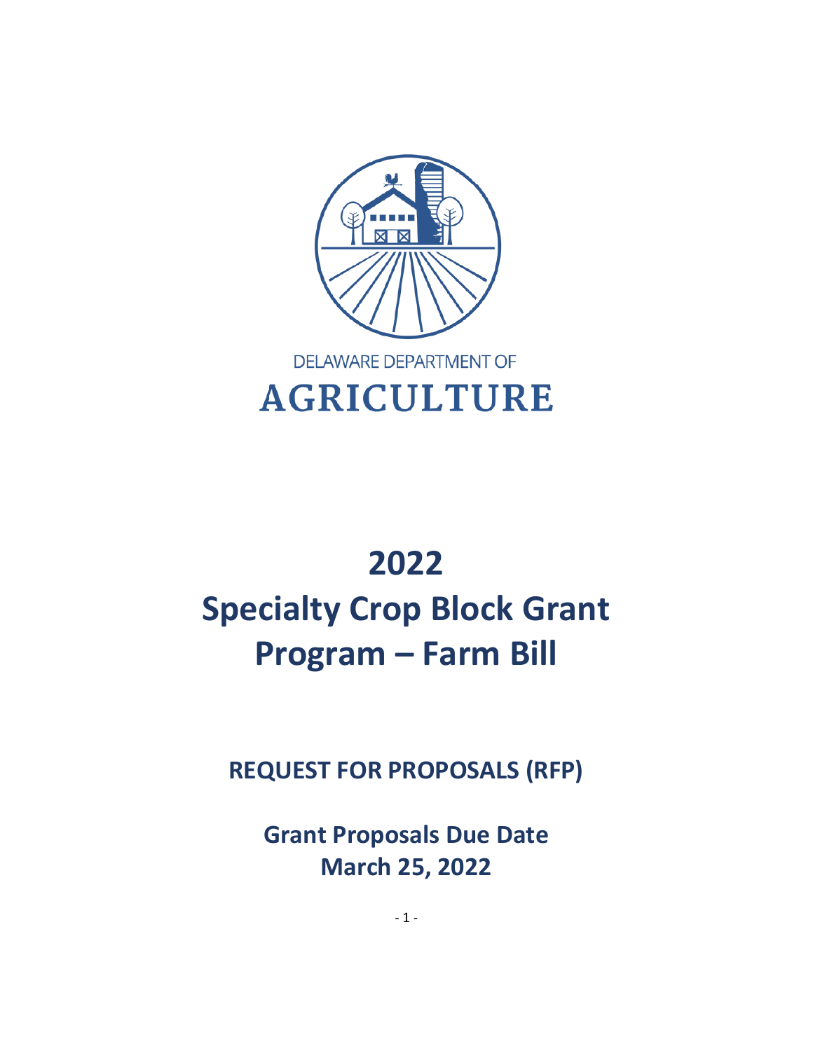DELAWARE DEPARTMENT OF

**AGRICULTURE**

# 2022 Specialty Crop Block Grant Program – Farm Bill

## REQUEST FOR PROPOSALS (RFP)

## Grant Proposals Due Date March 25, 2022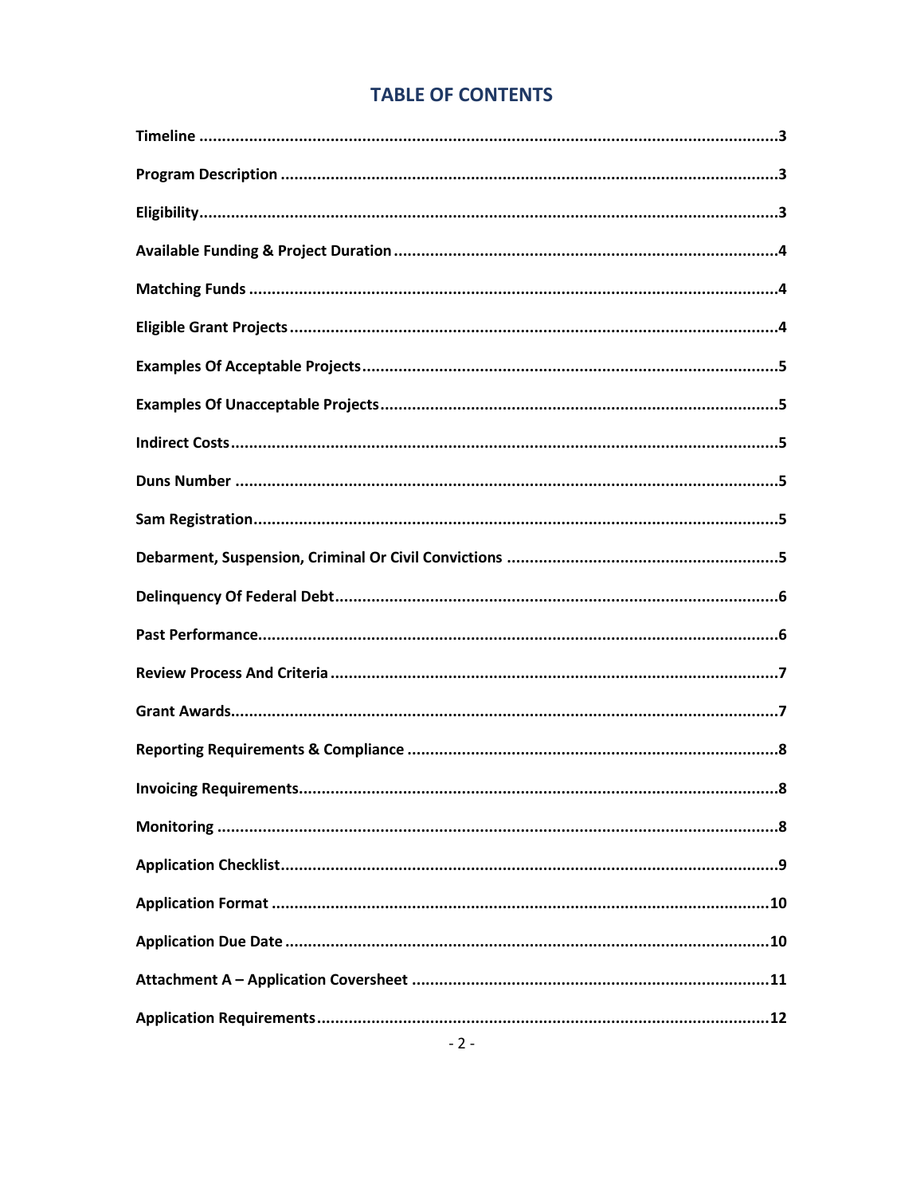# TABLE OF CONTENTS

| | |
|---|---|
| **Timeline** | **3** |
| **Program Description** | **3** |
| **Eligibility** | **3** |
| **Available Funding & Project Duration** | **4** |
| **Matching Funds** | **4** |
| **Eligible Grant Projects** | **4** |
| **Examples Of Acceptable Projects** | **5** |
| **Examples Of Unacceptable Projects** | **5** |
| **Indirect Costs** | **5** |
| **Duns Number** | **5** |
| **Sam Registration** | **5** |
| **Debarment, Suspension, Criminal Or Civil Convictions** | **5** |
| **Delinquency Of Federal Debt** | **6** |
| **Past Performance** | **6** |
| **Review Process And Criteria** | **7** |
| **Grant Awards** | **7** |
| **Reporting Requirements & Compliance** | **8** |
| **Invoicing Requirements** | **8** |
| **Monitoring** | **8** |
| **Application Checklist** | **9** |
| **Application Format** | **10** |
| **Application Due Date** | **10** |
| **Attachment A – Application Coversheet** | **11** |
| **Application Requirements** | **12** |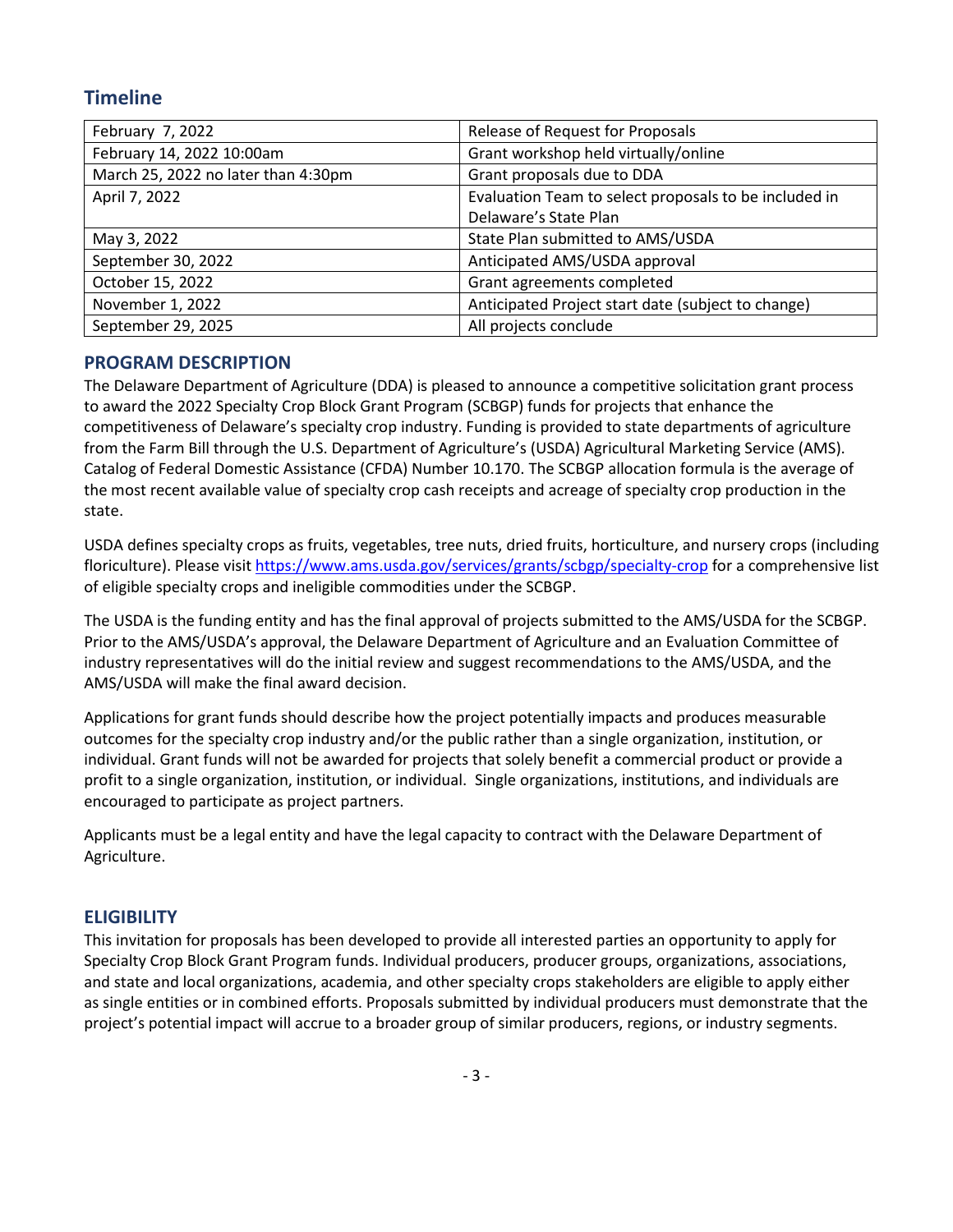## Timeline

| | |
|---|---|
| February 7, 2022 | Release of Request for Proposals |
| February 14, 2022 10:00am | Grant workshop held virtually/online |
| March 25, 2022 no later than 4:30pm | Grant proposals due to DDA |
| April 7, 2022 | Evaluation Team to select proposals to be included in Delaware's State Plan |
| May 3, 2022 | State Plan submitted to AMS/USDA |
| September 30, 2022 | Anticipated AMS/USDA approval |
| October 15, 2022 | Grant agreements completed |
| November 1, 2022 | Anticipated Project start date (subject to change) |
| September 29, 2025 | All projects conclude |

### PROGRAM DESCRIPTION

The Delaware Department of Agriculture (DDA) is pleased to announce a competitive solicitation grant process to award the 2022 Specialty Crop Block Grant Program (SCBGP) funds for projects that enhance the competitiveness of Delaware's specialty crop industry. Funding is provided to state departments of agriculture from the Farm Bill through the U.S. Department of Agriculture's (USDA) Agricultural Marketing Service (AMS). Catalog of Federal Domestic Assistance (CFDA) Number 10.170. The SCBGP allocation formula is the average of the most recent available value of specialty crop cash receipts and acreage of specialty crop production in the state.

USDA defines specialty crops as fruits, vegetables, tree nuts, dried fruits, horticulture, and nursery crops (including floriculture). Please visit https://www.ams.usda.gov/services/grants/scbgp/specialty-crop for a comprehensive list of eligible specialty crops and ineligible commodities under the SCBGP.

The USDA is the funding entity and has the final approval of projects submitted to the AMS/USDA for the SCBGP. Prior to the AMS/USDA's approval, the Delaware Department of Agriculture and an Evaluation Committee of industry representatives will do the initial review and suggest recommendations to the AMS/USDA, and the AMS/USDA will make the final award decision.

Applications for grant funds should describe how the project potentially impacts and produces measurable outcomes for the specialty crop industry and/or the public rather than a single organization, institution, or individual. Grant funds will not be awarded for projects that solely benefit a commercial product or provide a profit to a single organization, institution, or individual. Single organizations, institutions, and individuals are encouraged to participate as project partners.

Applicants must be a legal entity and have the legal capacity to contract with the Delaware Department of Agriculture.

### ELIGIBILITY

This invitation for proposals has been developed to provide all interested parties an opportunity to apply for Specialty Crop Block Grant Program funds. Individual producers, producer groups, organizations, associations, and state and local organizations, academia, and other specialty crops stakeholders are eligible to apply either as single entities or in combined efforts. Proposals submitted by individual producers must demonstrate that the project's potential impact will accrue to a broader group of similar producers, regions, or industry segments.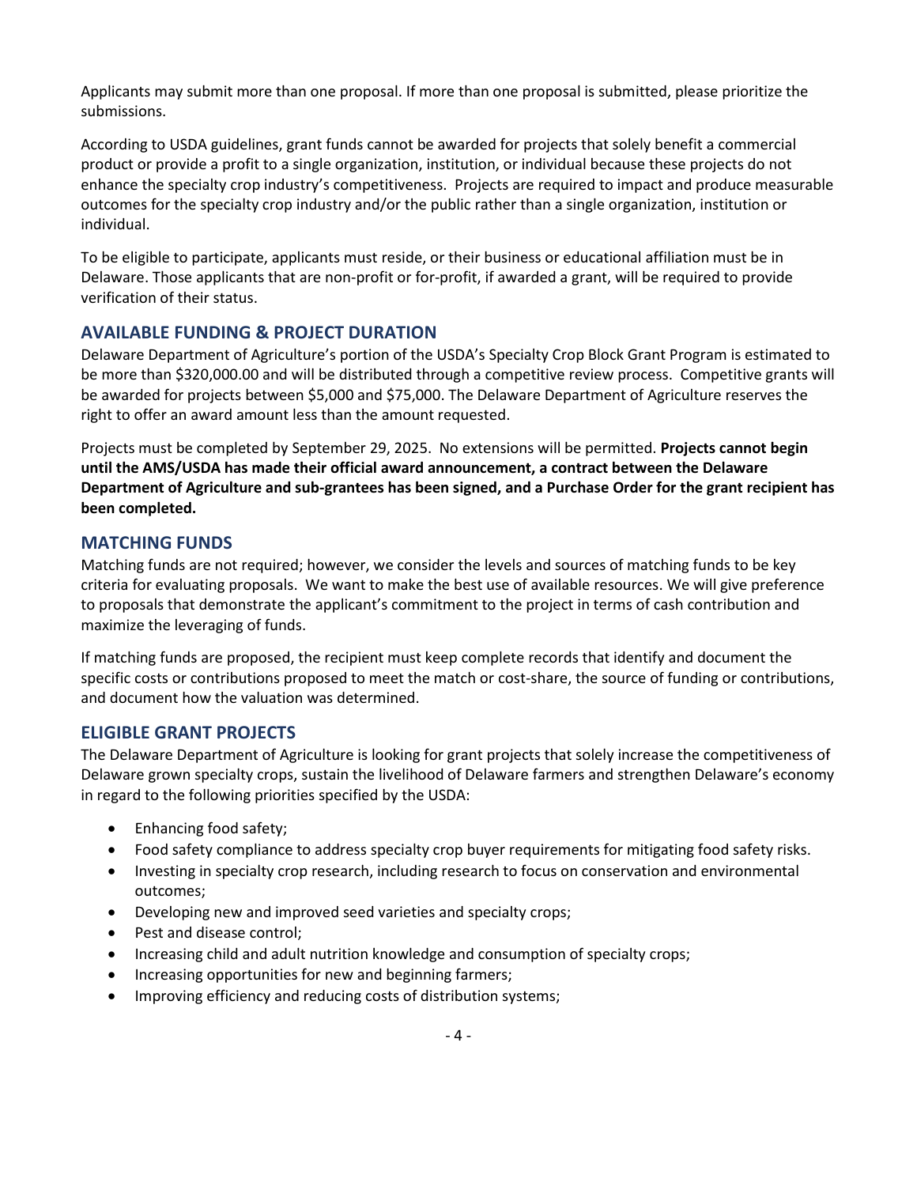Applicants may submit more than one proposal. If more than one proposal is submitted, please prioritize the submissions.

According to USDA guidelines, grant funds cannot be awarded for projects that solely benefit a commercial product or provide a profit to a single organization, institution, or individual because these projects do not enhance the specialty crop industry's competitiveness. Projects are required to impact and produce measurable outcomes for the specialty crop industry and/or the public rather than a single organization, institution or individual.

To be eligible to participate, applicants must reside, or their business or educational affiliation must be in Delaware. Those applicants that are non-profit or for-profit, if awarded a grant, will be required to provide verification of their status.

## AVAILABLE FUNDING & PROJECT DURATION

Delaware Department of Agriculture's portion of the USDA's Specialty Crop Block Grant Program is estimated to be more than $320,000.00 and will be distributed through a competitive review process. Competitive grants will be awarded for projects between $5,000 and $75,000. The Delaware Department of Agriculture reserves the right to offer an award amount less than the amount requested.

Projects must be completed by September 29, 2025. No extensions will be permitted. **Projects cannot begin until the AMS/USDA has made their official award announcement, a contract between the Delaware Department of Agriculture and sub-grantees has been signed, and a Purchase Order for the grant recipient has been completed.**

## MATCHING FUNDS

Matching funds are not required; however, we consider the levels and sources of matching funds to be key criteria for evaluating proposals. We want to make the best use of available resources. We will give preference to proposals that demonstrate the applicant's commitment to the project in terms of cash contribution and maximize the leveraging of funds.

If matching funds are proposed, the recipient must keep complete records that identify and document the specific costs or contributions proposed to meet the match or cost-share, the source of funding or contributions, and document how the valuation was determined.

## ELIGIBLE GRANT PROJECTS

The Delaware Department of Agriculture is looking for grant projects that solely increase the competitiveness of Delaware grown specialty crops, sustain the livelihood of Delaware farmers and strengthen Delaware's economy in regard to the following priorities specified by the USDA:

- Enhancing food safety;
- Food safety compliance to address specialty crop buyer requirements for mitigating food safety risks.
- Investing in specialty crop research, including research to focus on conservation and environmental outcomes;
- Developing new and improved seed varieties and specialty crops;
- Pest and disease control;
- Increasing child and adult nutrition knowledge and consumption of specialty crops;
- Increasing opportunities for new and beginning farmers;
- Improving efficiency and reducing costs of distribution systems;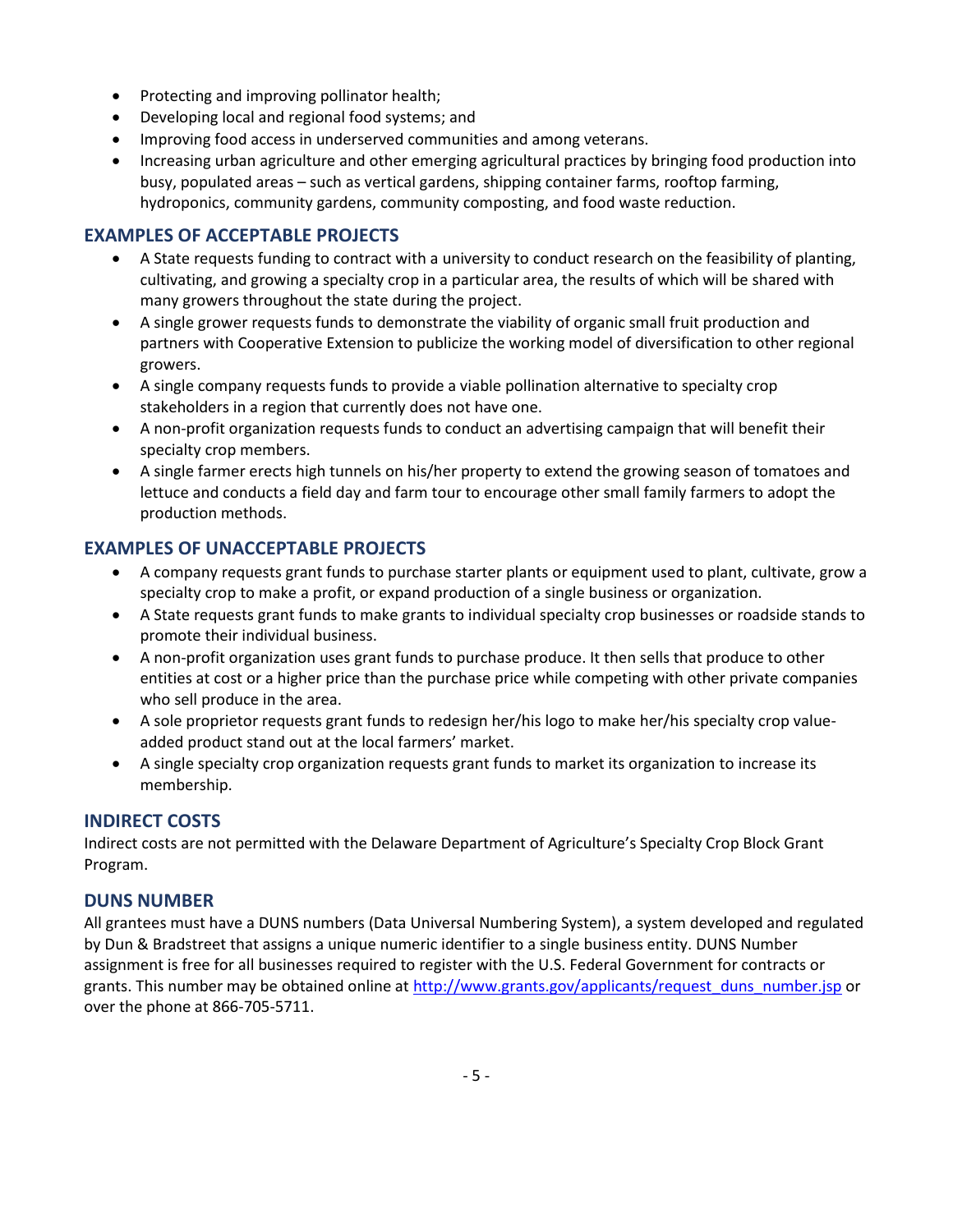- Protecting and improving pollinator health;
- Developing local and regional food systems; and
- Improving food access in underserved communities and among veterans.
- Increasing urban agriculture and other emerging agricultural practices by bringing food production into busy, populated areas – such as vertical gardens, shipping container farms, rooftop farming, hydroponics, community gardens, community composting, and food waste reduction.

## EXAMPLES OF ACCEPTABLE PROJECTS

- A State requests funding to contract with a university to conduct research on the feasibility of planting, cultivating, and growing a specialty crop in a particular area, the results of which will be shared with many growers throughout the state during the project.
- A single grower requests funds to demonstrate the viability of organic small fruit production and partners with Cooperative Extension to publicize the working model of diversification to other regional growers.
- A single company requests funds to provide a viable pollination alternative to specialty crop stakeholders in a region that currently does not have one.
- A non-profit organization requests funds to conduct an advertising campaign that will benefit their specialty crop members.
- A single farmer erects high tunnels on his/her property to extend the growing season of tomatoes and lettuce and conducts a field day and farm tour to encourage other small family farmers to adopt the production methods.

## EXAMPLES OF UNACCEPTABLE PROJECTS

- A company requests grant funds to purchase starter plants or equipment used to plant, cultivate, grow a specialty crop to make a profit, or expand production of a single business or organization.
- A State requests grant funds to make grants to individual specialty crop businesses or roadside stands to promote their individual business.
- A non-profit organization uses grant funds to purchase produce. It then sells that produce to other entities at cost or a higher price than the purchase price while competing with other private companies who sell produce in the area.
- A sole proprietor requests grant funds to redesign her/his logo to make her/his specialty crop value-added product stand out at the local farmers' market.
- A single specialty crop organization requests grant funds to market its organization to increase its membership.

## INDIRECT COSTS

Indirect costs are not permitted with the Delaware Department of Agriculture's Specialty Crop Block Grant Program.

## DUNS NUMBER

All grantees must have a DUNS numbers (Data Universal Numbering System), a system developed and regulated by Dun & Bradstreet that assigns a unique numeric identifier to a single business entity. DUNS Number assignment is free for all businesses required to register with the U.S. Federal Government for contracts or grants. This number may be obtained online at http://www.grants.gov/applicants/request_duns_number.jsp or over the phone at 866-705-5711.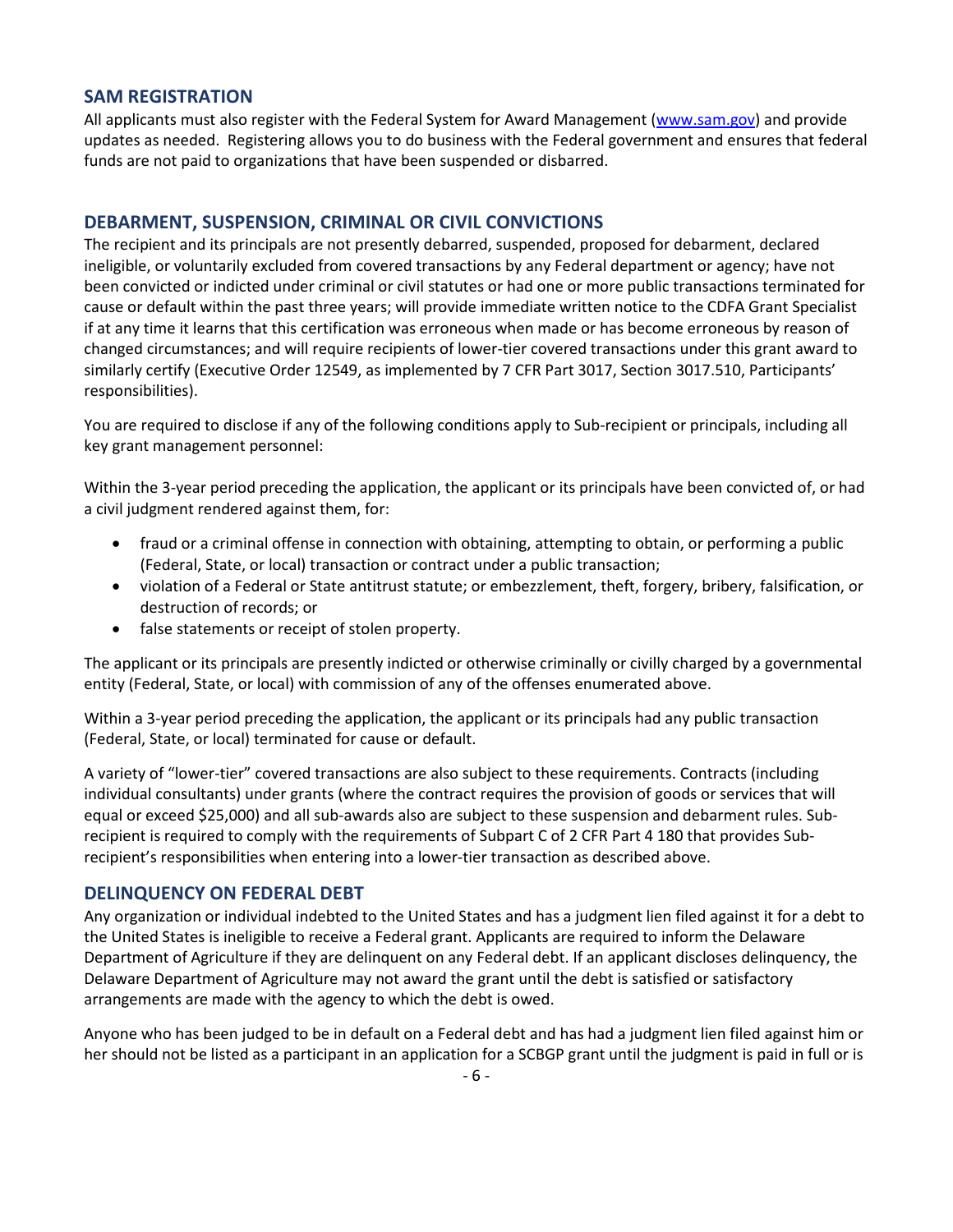## SAM REGISTRATION

All applicants must also register with the Federal System for Award Management (www.sam.gov) and provide updates as needed. Registering allows you to do business with the Federal government and ensures that federal funds are not paid to organizations that have been suspended or disbarred.

## DEBARMENT, SUSPENSION, CRIMINAL OR CIVIL CONVICTIONS

The recipient and its principals are not presently debarred, suspended, proposed for debarment, declared ineligible, or voluntarily excluded from covered transactions by any Federal department or agency; have not been convicted or indicted under criminal or civil statutes or had one or more public transactions terminated for cause or default within the past three years; will provide immediate written notice to the CDFA Grant Specialist if at any time it learns that this certification was erroneous when made or has become erroneous by reason of changed circumstances; and will require recipients of lower-tier covered transactions under this grant award to similarly certify (Executive Order 12549, as implemented by 7 CFR Part 3017, Section 3017.510, Participants' responsibilities).

You are required to disclose if any of the following conditions apply to Sub-recipient or principals, including all key grant management personnel:

Within the 3-year period preceding the application, the applicant or its principals have been convicted of, or had a civil judgment rendered against them, for:

- fraud or a criminal offense in connection with obtaining, attempting to obtain, or performing a public (Federal, State, or local) transaction or contract under a public transaction;
- violation of a Federal or State antitrust statute; or embezzlement, theft, forgery, bribery, falsification, or destruction of records; or
- false statements or receipt of stolen property.

The applicant or its principals are presently indicted or otherwise criminally or civilly charged by a governmental entity (Federal, State, or local) with commission of any of the offenses enumerated above.

Within a 3-year period preceding the application, the applicant or its principals had any public transaction (Federal, State, or local) terminated for cause or default.

A variety of "lower-tier" covered transactions are also subject to these requirements. Contracts (including individual consultants) under grants (where the contract requires the provision of goods or services that will equal or exceed $25,000) and all sub-awards also are subject to these suspension and debarment rules. Sub-recipient is required to comply with the requirements of Subpart C of 2 CFR Part 4 180 that provides Sub-recipient's responsibilities when entering into a lower-tier transaction as described above.

## DELINQUENCY ON FEDERAL DEBT

Any organization or individual indebted to the United States and has a judgment lien filed against it for a debt to the United States is ineligible to receive a Federal grant. Applicants are required to inform the Delaware Department of Agriculture if they are delinquent on any Federal debt. If an applicant discloses delinquency, the Delaware Department of Agriculture may not award the grant until the debt is satisfied or satisfactory arrangements are made with the agency to which the debt is owed.

Anyone who has been judged to be in default on a Federal debt and has had a judgment lien filed against him or her should not be listed as a participant in an application for a SCBGP grant until the judgment is paid in full or is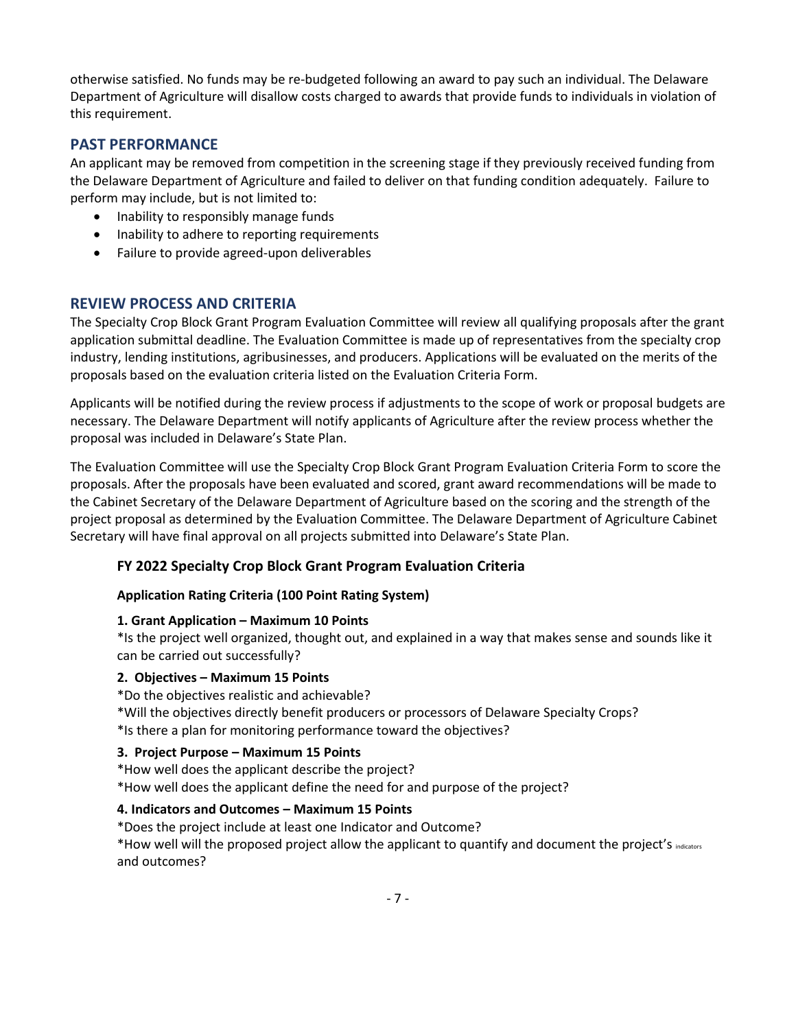otherwise satisfied. No funds may be re-budgeted following an award to pay such an individual. The Delaware Department of Agriculture will disallow costs charged to awards that provide funds to individuals in violation of this requirement.

## PAST PERFORMANCE

An applicant may be removed from competition in the screening stage if they previously received funding from the Delaware Department of Agriculture and failed to deliver on that funding condition adequately. Failure to perform may include, but is not limited to:

- Inability to responsibly manage funds
- Inability to adhere to reporting requirements
- Failure to provide agreed-upon deliverables

## REVIEW PROCESS AND CRITERIA

The Specialty Crop Block Grant Program Evaluation Committee will review all qualifying proposals after the grant application submittal deadline. The Evaluation Committee is made up of representatives from the specialty crop industry, lending institutions, agribusinesses, and producers. Applications will be evaluated on the merits of the proposals based on the evaluation criteria listed on the Evaluation Criteria Form.

Applicants will be notified during the review process if adjustments to the scope of work or proposal budgets are necessary. The Delaware Department will notify applicants of Agriculture after the review process whether the proposal was included in Delaware's State Plan.

The Evaluation Committee will use the Specialty Crop Block Grant Program Evaluation Criteria Form to score the proposals. After the proposals have been evaluated and scored, grant award recommendations will be made to the Cabinet Secretary of the Delaware Department of Agriculture based on the scoring and the strength of the project proposal as determined by the Evaluation Committee. The Delaware Department of Agriculture Cabinet Secretary will have final approval on all projects submitted into Delaware's State Plan.

### FY 2022 Specialty Crop Block Grant Program Evaluation Criteria

**Application Rating Criteria (100 Point Rating System)**

**1. Grant Application – Maximum 10 Points**

*Is the project well organized, thought out, and explained in a way that makes sense and sounds like it can be carried out successfully?

**2. Objectives – Maximum 15 Points**

*Do the objectives realistic and achievable?
*Will the objectives directly benefit producers or processors of Delaware Specialty Crops?
*Is there a plan for monitoring performance toward the objectives?

**3. Project Purpose – Maximum 15 Points**

*How well does the applicant describe the project?
*How well does the applicant define the need for and purpose of the project?

**4. Indicators and Outcomes – Maximum 15 Points**

*Does the project include at least one Indicator and Outcome?
*How well will the proposed project allow the applicant to quantify and document the project's indicators and outcomes?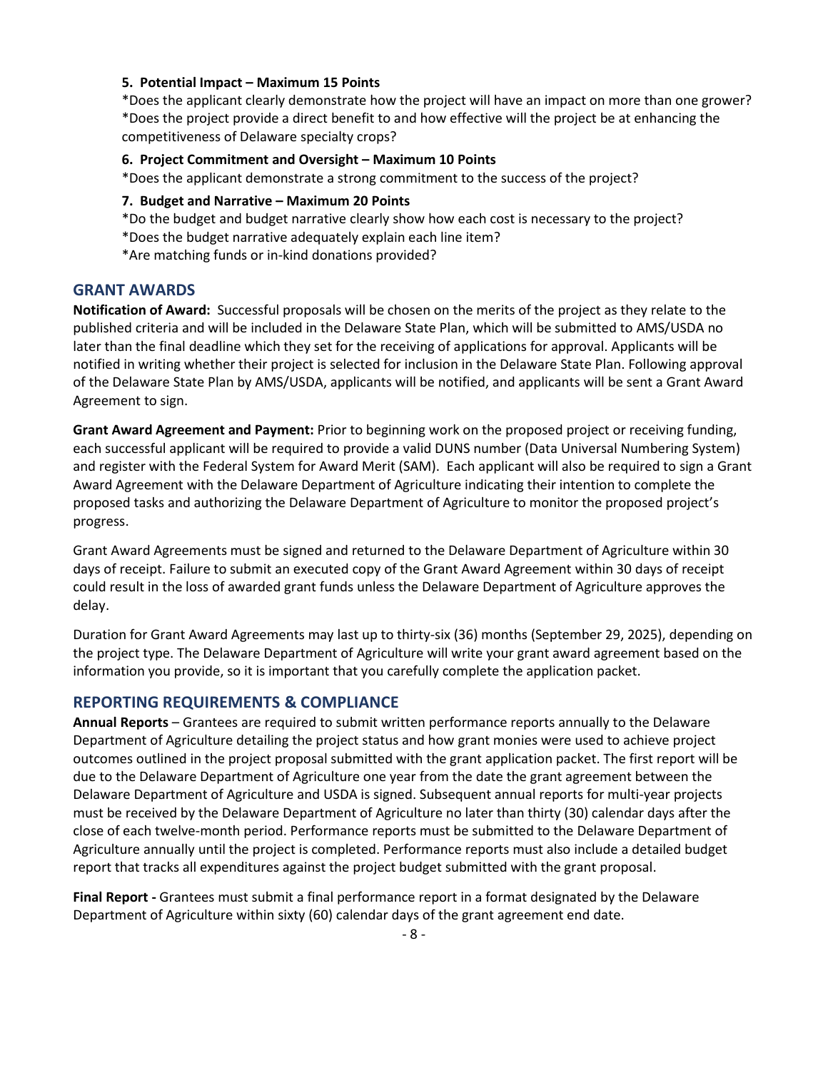**5. Potential Impact – Maximum 15 Points**

*Does the applicant clearly demonstrate how the project will have an impact on more than one grower?
*Does the project provide a direct benefit to and how effective will the project be at enhancing the competitiveness of Delaware specialty crops?

**6. Project Commitment and Oversight – Maximum 10 Points**

*Does the applicant demonstrate a strong commitment to the success of the project?

**7. Budget and Narrative – Maximum 20 Points**

*Do the budget and budget narrative clearly show how each cost is necessary to the project?
*Does the budget narrative adequately explain each line item?
*Are matching funds or in-kind donations provided?

## GRANT AWARDS

**Notification of Award:** Successful proposals will be chosen on the merits of the project as they relate to the published criteria and will be included in the Delaware State Plan, which will be submitted to AMS/USDA no later than the final deadline which they set for the receiving of applications for approval. Applicants will be notified in writing whether their project is selected for inclusion in the Delaware State Plan. Following approval of the Delaware State Plan by AMS/USDA, applicants will be notified, and applicants will be sent a Grant Award Agreement to sign.

**Grant Award Agreement and Payment:** Prior to beginning work on the proposed project or receiving funding, each successful applicant will be required to provide a valid DUNS number (Data Universal Numbering System) and register with the Federal System for Award Merit (SAM). Each applicant will also be required to sign a Grant Award Agreement with the Delaware Department of Agriculture indicating their intention to complete the proposed tasks and authorizing the Delaware Department of Agriculture to monitor the proposed project's progress.

Grant Award Agreements must be signed and returned to the Delaware Department of Agriculture within 30 days of receipt. Failure to submit an executed copy of the Grant Award Agreement within 30 days of receipt could result in the loss of awarded grant funds unless the Delaware Department of Agriculture approves the delay.

Duration for Grant Award Agreements may last up to thirty-six (36) months (September 29, 2025), depending on the project type. The Delaware Department of Agriculture will write your grant award agreement based on the information you provide, so it is important that you carefully complete the application packet.

## REPORTING REQUIREMENTS & COMPLIANCE

**Annual Reports** – Grantees are required to submit written performance reports annually to the Delaware Department of Agriculture detailing the project status and how grant monies were used to achieve project outcomes outlined in the project proposal submitted with the grant application packet. The first report will be due to the Delaware Department of Agriculture one year from the date the grant agreement between the Delaware Department of Agriculture and USDA is signed. Subsequent annual reports for multi-year projects must be received by the Delaware Department of Agriculture no later than thirty (30) calendar days after the close of each twelve-month period. Performance reports must be submitted to the Delaware Department of Agriculture annually until the project is completed. Performance reports must also include a detailed budget report that tracks all expenditures against the project budget submitted with the grant proposal.

**Final Report -** Grantees must submit a final performance report in a format designated by the Delaware Department of Agriculture within sixty (60) calendar days of the grant agreement end date.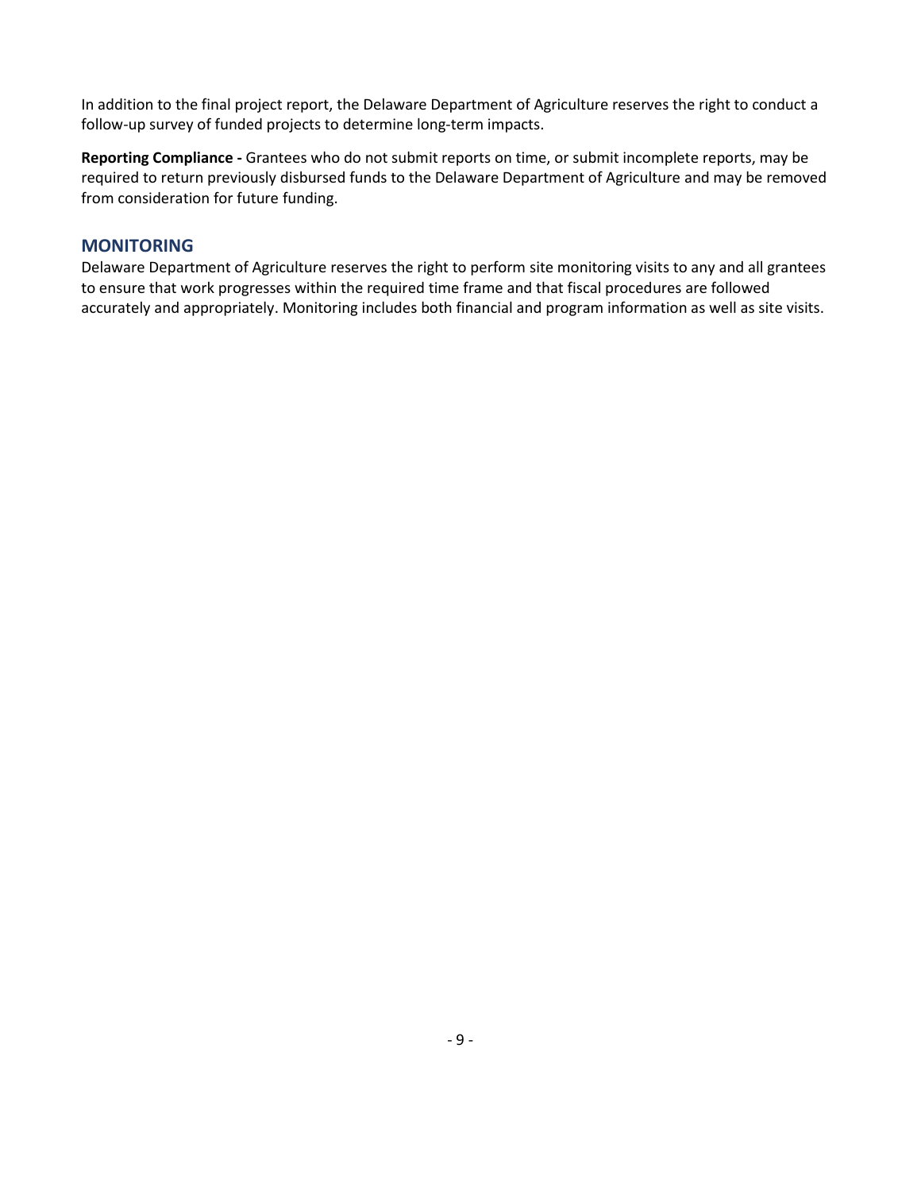In addition to the final project report, the Delaware Department of Agriculture reserves the right to conduct a follow-up survey of funded projects to determine long-term impacts.

**Reporting Compliance -** Grantees who do not submit reports on time, or submit incomplete reports, may be required to return previously disbursed funds to the Delaware Department of Agriculture and may be removed from consideration for future funding.

## MONITORING

Delaware Department of Agriculture reserves the right to perform site monitoring visits to any and all grantees to ensure that work progresses within the required time frame and that fiscal procedures are followed accurately and appropriately. Monitoring includes both financial and program information as well as site visits.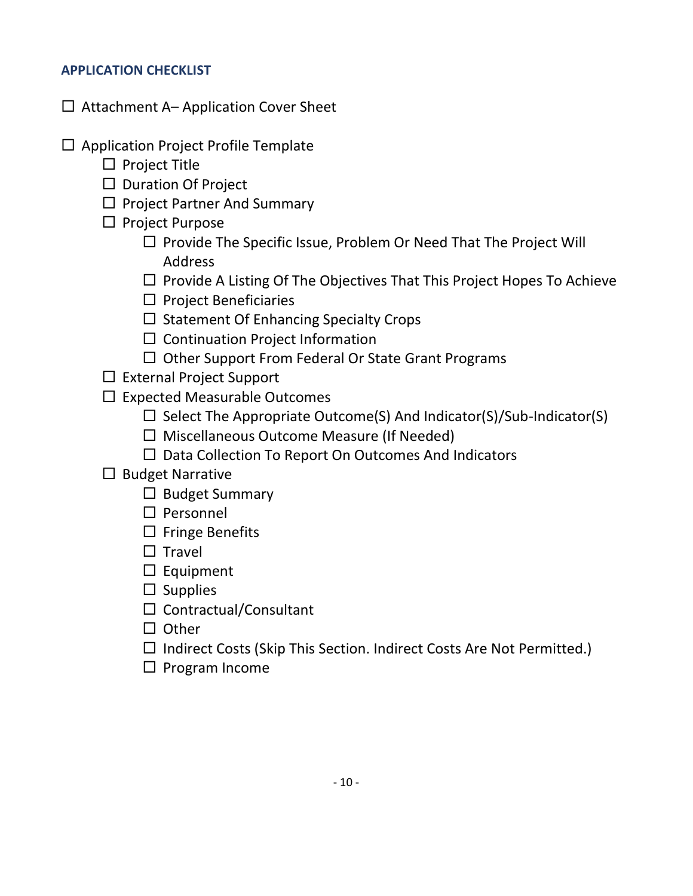### APPLICATION CHECKLIST

- ☐ Attachment A– Application Cover Sheet

- ☐ Application Project Profile Template
  - ☐ Project Title
  - ☐ Duration Of Project
  - ☐ Project Partner And Summary
  - ☐ Project Purpose
    - ☐ Provide The Specific Issue, Problem Or Need That The Project Will Address
    - ☐ Provide A Listing Of The Objectives That This Project Hopes To Achieve
    - ☐ Project Beneficiaries
    - ☐ Statement Of Enhancing Specialty Crops
    - ☐ Continuation Project Information
    - ☐ Other Support From Federal Or State Grant Programs
  - ☐ External Project Support
  - ☐ Expected Measurable Outcomes
    - ☐ Select The Appropriate Outcome(S) And Indicator(S)/Sub-Indicator(S)
    - ☐ Miscellaneous Outcome Measure (If Needed)
    - ☐ Data Collection To Report On Outcomes And Indicators
  - ☐ Budget Narrative
    - ☐ Budget Summary
    - ☐ Personnel
    - ☐ Fringe Benefits
    - ☐ Travel
    - ☐ Equipment
    - ☐ Supplies
    - ☐ Contractual/Consultant
    - ☐ Other
    - ☐ Indirect Costs (Skip This Section. Indirect Costs Are Not Permitted.)
    - ☐ Program Income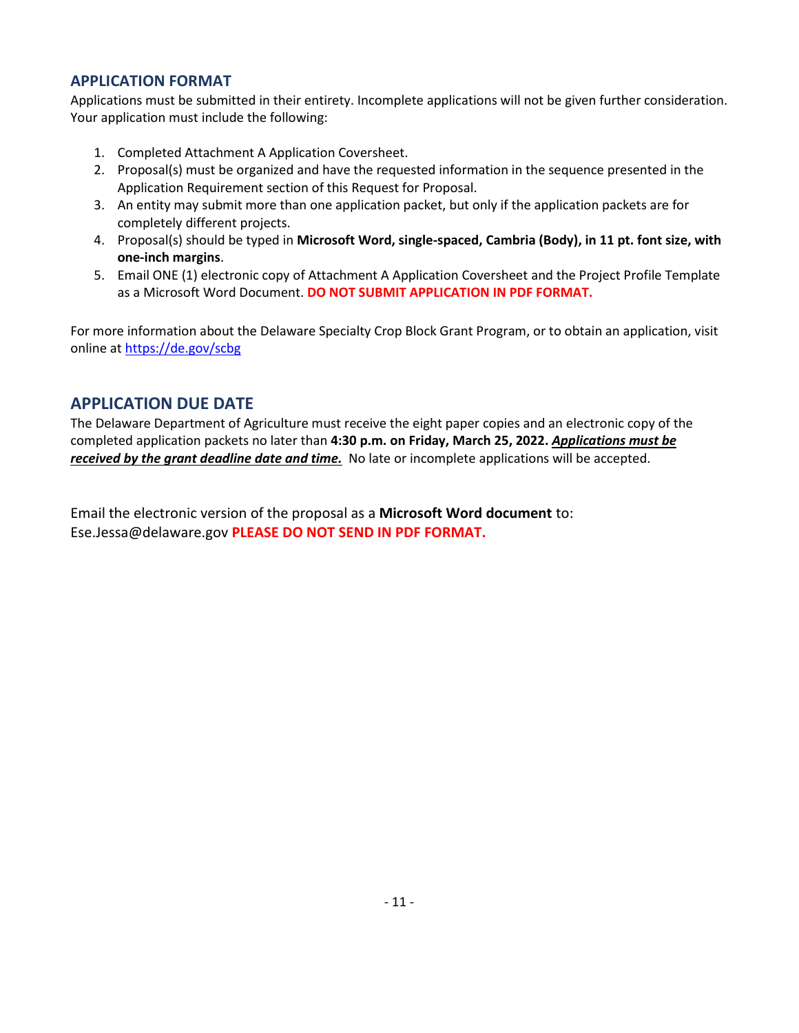## APPLICATION FORMAT

Applications must be submitted in their entirety. Incomplete applications will not be given further consideration. Your application must include the following:

1. Completed Attachment A Application Coversheet.
2. Proposal(s) must be organized and have the requested information in the sequence presented in the Application Requirement section of this Request for Proposal.
3. An entity may submit more than one application packet, but only if the application packets are for completely different projects.
4. Proposal(s) should be typed in **Microsoft Word, single-spaced, Cambria (Body), in 11 pt. font size, with one-inch margins**.
5. Email ONE (1) electronic copy of Attachment A Application Coversheet and the Project Profile Template as a Microsoft Word Document. **DO NOT SUBMIT APPLICATION IN PDF FORMAT.**

For more information about the Delaware Specialty Crop Block Grant Program, or to obtain an application, visit online at https://de.gov/scbg

## APPLICATION DUE DATE

The Delaware Department of Agriculture must receive the eight paper copies and an electronic copy of the completed application packets no later than **4:30 p.m. on Friday, March 25, 2022.** ***Applications must be received by the grant deadline date and time.*** No late or incomplete applications will be accepted.

Email the electronic version of the proposal as a **Microsoft Word document** to: Ese.Jessa@delaware.gov **PLEASE DO NOT SEND IN PDF FORMAT.**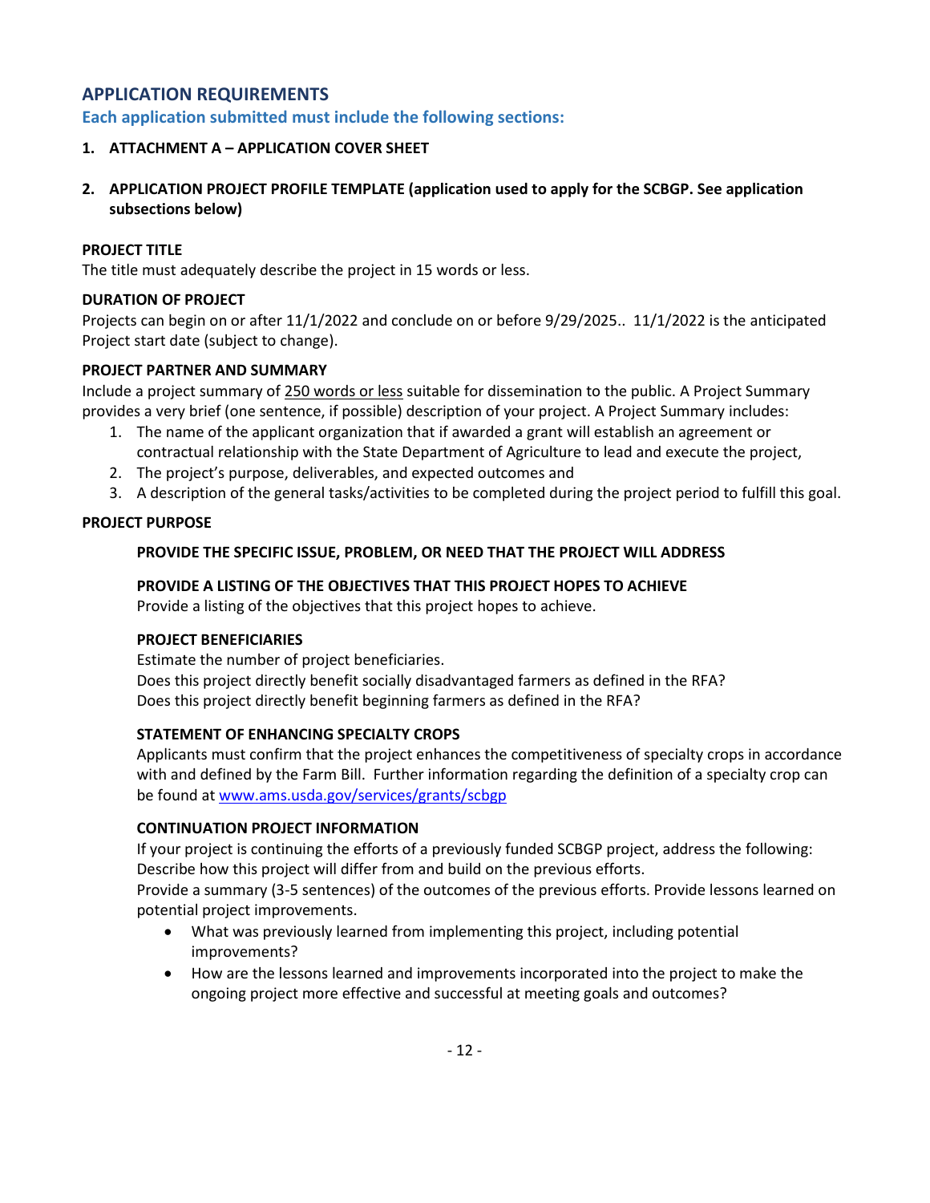## APPLICATION REQUIREMENTS

### Each application submitted must include the following sections:

1. **ATTACHMENT A – APPLICATION COVER SHEET**

2. **APPLICATION PROJECT PROFILE TEMPLATE (application used to apply for the SCBGP. See application subsections below)**

**PROJECT TITLE**

The title must adequately describe the project in 15 words or less.

**DURATION OF PROJECT**

Projects can begin on or after 11/1/2022 and conclude on or before 9/29/2025.. 11/1/2022 is the anticipated Project start date (subject to change).

**PROJECT PARTNER AND SUMMARY**

Include a project summary of <u>250 words or less</u> suitable for dissemination to the public. A Project Summary provides a very brief (one sentence, if possible) description of your project. A Project Summary includes:

1. The name of the applicant organization that if awarded a grant will establish an agreement or contractual relationship with the State Department of Agriculture to lead and execute the project,
2. The project's purpose, deliverables, and expected outcomes and
3. A description of the general tasks/activities to be completed during the project period to fulfill this goal.

**PROJECT PURPOSE**

**PROVIDE THE SPECIFIC ISSUE, PROBLEM, OR NEED THAT THE PROJECT WILL ADDRESS**

**PROVIDE A LISTING OF THE OBJECTIVES THAT THIS PROJECT HOPES TO ACHIEVE**

Provide a listing of the objectives that this project hopes to achieve.

**PROJECT BENEFICIARIES**

Estimate the number of project beneficiaries.
Does this project directly benefit socially disadvantaged farmers as defined in the RFA?
Does this project directly benefit beginning farmers as defined in the RFA?

**STATEMENT OF ENHANCING SPECIALTY CROPS**

Applicants must confirm that the project enhances the competitiveness of specialty crops in accordance with and defined by the Farm Bill. Further information regarding the definition of a specialty crop can be found at [www.ams.usda.gov/services/grants/scbgp](http://www.ams.usda.gov/services/grants/scbgp)

**CONTINUATION PROJECT INFORMATION**

If your project is continuing the efforts of a previously funded SCBGP project, address the following:
Describe how this project will differ from and build on the previous efforts.
Provide a summary (3-5 sentences) of the outcomes of the previous efforts. Provide lessons learned on potential project improvements.

- What was previously learned from implementing this project, including potential improvements?
- How are the lessons learned and improvements incorporated into the project to make the ongoing project more effective and successful at meeting goals and outcomes?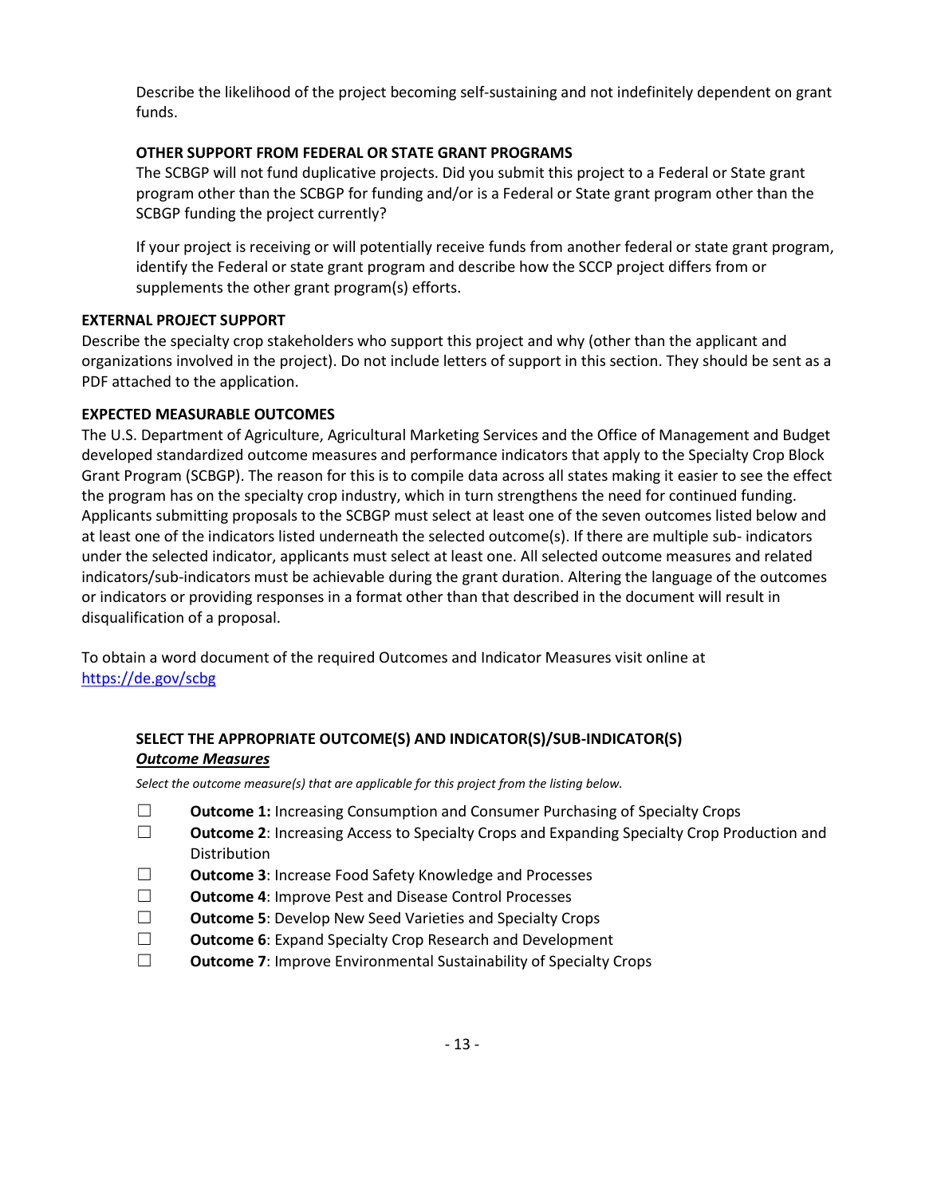Describe the likelihood of the project becoming self-sustaining and not indefinitely dependent on grant funds.

**OTHER SUPPORT FROM FEDERAL OR STATE GRANT PROGRAMS**

The SCBGP will not fund duplicative projects. Did you submit this project to a Federal or State grant program other than the SCBGP for funding and/or is a Federal or State grant program other than the SCBGP funding the project currently?

If your project is receiving or will potentially receive funds from another federal or state grant program, identify the Federal or state grant program and describe how the SCCP project differs from or supplements the other grant program(s) efforts.

**EXTERNAL PROJECT SUPPORT**

Describe the specialty crop stakeholders who support this project and why (other than the applicant and organizations involved in the project). Do not include letters of support in this section. They should be sent as a PDF attached to the application.

**EXPECTED MEASURABLE OUTCOMES**

The U.S. Department of Agriculture, Agricultural Marketing Services and the Office of Management and Budget developed standardized outcome measures and performance indicators that apply to the Specialty Crop Block Grant Program (SCBGP). The reason for this is to compile data across all states making it easier to see the effect the program has on the specialty crop industry, which in turn strengthens the need for continued funding. Applicants submitting proposals to the SCBGP must select at least one of the seven outcomes listed below and at least one of the indicators listed underneath the selected outcome(s). If there are multiple sub- indicators under the selected indicator, applicants must select at least one. All selected outcome measures and related indicators/sub-indicators must be achievable during the grant duration. Altering the language of the outcomes or indicators or providing responses in a format other than that described in the document will result in disqualification of a proposal.

To obtain a word document of the required Outcomes and Indicator Measures visit online at https://de.gov/scbg

**SELECT THE APPROPRIATE OUTCOME(S) AND INDICATOR(S)/SUB-INDICATOR(S)**

***Outcome Measures***

*Select the outcome measure(s) that are applicable for this project from the listing below.*

- ☐ **Outcome 1:** Increasing Consumption and Consumer Purchasing of Specialty Crops
- ☐ **Outcome 2**: Increasing Access to Specialty Crops and Expanding Specialty Crop Production and Distribution
- ☐ **Outcome 3**: Increase Food Safety Knowledge and Processes
- ☐ **Outcome 4**: Improve Pest and Disease Control Processes
- ☐ **Outcome 5**: Develop New Seed Varieties and Specialty Crops
- ☐ **Outcome 6**: Expand Specialty Crop Research and Development
- ☐ **Outcome 7**: Improve Environmental Sustainability of Specialty Crops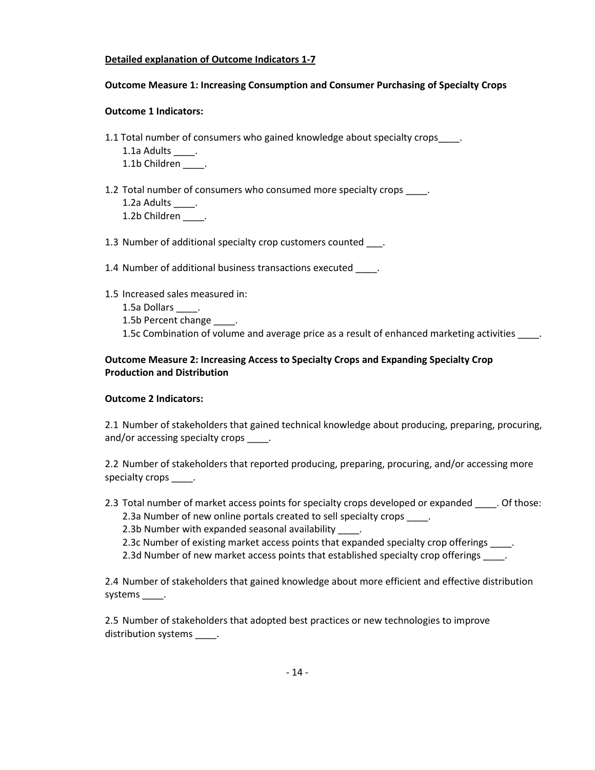**Detailed explanation of Outcome Indicators 1-7**

**Outcome Measure 1: Increasing Consumption and Consumer Purchasing of Specialty Crops**

**Outcome 1 Indicators:**

1.1 Total number of consumers who gained knowledge about specialty crops____.
  1.1a Adults ____.
  1.1b Children ____.

1.2 Total number of consumers who consumed more specialty crops ____.
  1.2a Adults ____.
  1.2b Children ____.

1.3 Number of additional specialty crop customers counted ___.

1.4 Number of additional business transactions executed ____.

1.5 Increased sales measured in:
  1.5a Dollars ____.
  1.5b Percent change ____.
  1.5c Combination of volume and average price as a result of enhanced marketing activities ____.

**Outcome Measure 2: Increasing Access to Specialty Crops and Expanding Specialty Crop Production and Distribution**

**Outcome 2 Indicators:**

2.1 Number of stakeholders that gained technical knowledge about producing, preparing, procuring, and/or accessing specialty crops ____.

2.2 Number of stakeholders that reported producing, preparing, procuring, and/or accessing more specialty crops ____.

2.3 Total number of market access points for specialty crops developed or expanded ____. Of those:
  2.3a Number of new online portals created to sell specialty crops ____.
  2.3b Number with expanded seasonal availability ____.
  2.3c Number of existing market access points that expanded specialty crop offerings ____.
  2.3d Number of new market access points that established specialty crop offerings ____.

2.4 Number of stakeholders that gained knowledge about more efficient and effective distribution systems ____.

2.5 Number of stakeholders that adopted best practices or new technologies to improve distribution systems ____.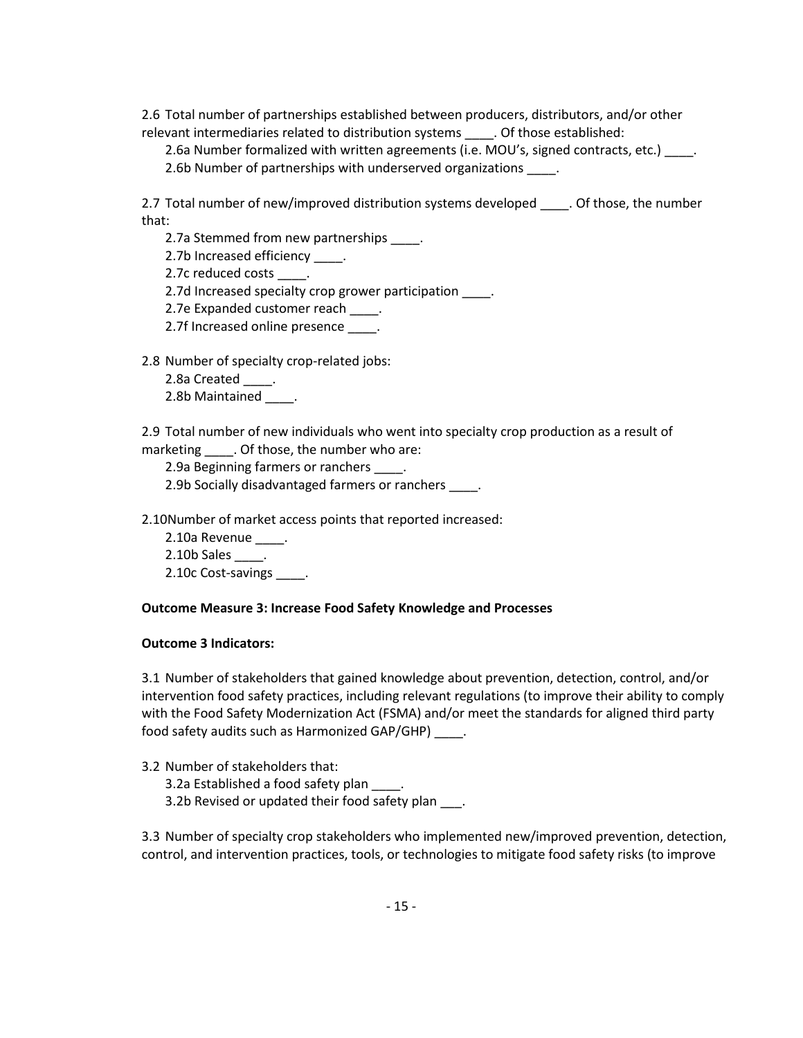2.6 Total number of partnerships established between producers, distributors, and/or other relevant intermediaries related to distribution systems ____. Of those established:

2.6a Number formalized with written agreements (i.e. MOU's, signed contracts, etc.) ____.

2.6b Number of partnerships with underserved organizations ____.

2.7 Total number of new/improved distribution systems developed ____. Of those, the number that:

2.7a Stemmed from new partnerships ____.

2.7b Increased efficiency ____.

2.7c reduced costs ____.

2.7d Increased specialty crop grower participation ____.

2.7e Expanded customer reach ____.

2.7f Increased online presence ____.

2.8 Number of specialty crop-related jobs:

2.8a Created ____.

2.8b Maintained ____.

2.9 Total number of new individuals who went into specialty crop production as a result of marketing ____. Of those, the number who are:

2.9a Beginning farmers or ranchers ____.

2.9b Socially disadvantaged farmers or ranchers ____.

2.10Number of market access points that reported increased:

2.10a Revenue ____.

2.10b Sales ____.

2.10c Cost-savings ____.

**Outcome Measure 3: Increase Food Safety Knowledge and Processes**

**Outcome 3 Indicators:**

3.1 Number of stakeholders that gained knowledge about prevention, detection, control, and/or intervention food safety practices, including relevant regulations (to improve their ability to comply with the Food Safety Modernization Act (FSMA) and/or meet the standards for aligned third party food safety audits such as Harmonized GAP/GHP) ____.

3.2 Number of stakeholders that:

3.2a Established a food safety plan ____.

3.2b Revised or updated their food safety plan ___.

3.3 Number of specialty crop stakeholders who implemented new/improved prevention, detection, control, and intervention practices, tools, or technologies to mitigate food safety risks (to improve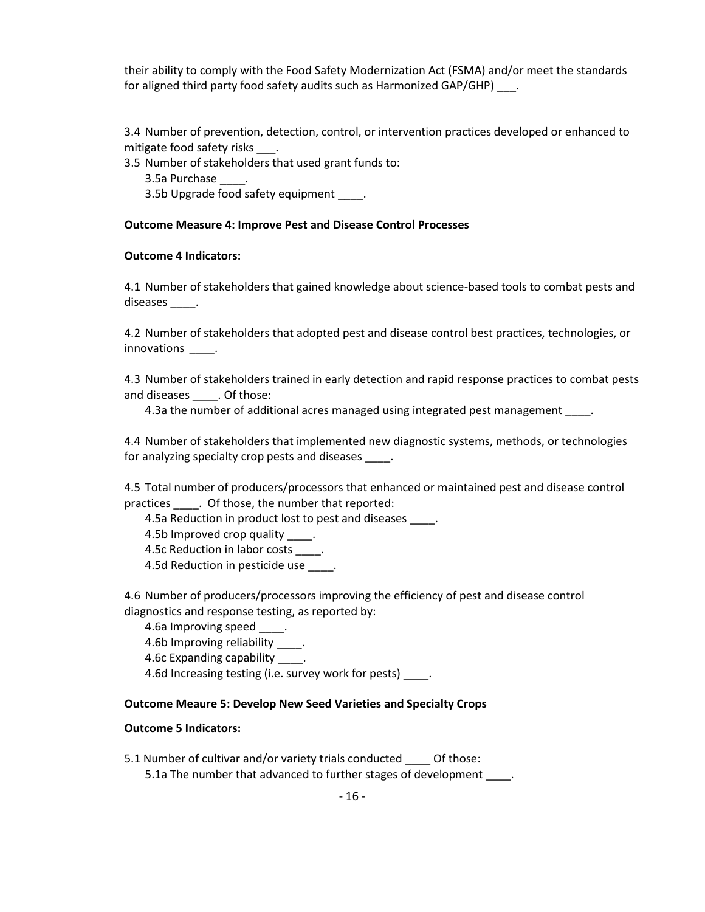their ability to comply with the Food Safety Modernization Act (FSMA) and/or meet the standards for aligned third party food safety audits such as Harmonized GAP/GHP) ___.

3.4 Number of prevention, detection, control, or intervention practices developed or enhanced to mitigate food safety risks ___.

3.5 Number of stakeholders that used grant funds to:

- 3.5a Purchase ____.
- 3.5b Upgrade food safety equipment ____.

**Outcome Measure 4: Improve Pest and Disease Control Processes**

**Outcome 4 Indicators:**

4.1 Number of stakeholders that gained knowledge about science-based tools to combat pests and diseases ____.

4.2 Number of stakeholders that adopted pest and disease control best practices, technologies, or innovations ____.

4.3 Number of stakeholders trained in early detection and rapid response practices to combat pests and diseases ____. Of those:

- 4.3a the number of additional acres managed using integrated pest management ____.

4.4 Number of stakeholders that implemented new diagnostic systems, methods, or technologies for analyzing specialty crop pests and diseases ____.

4.5 Total number of producers/processors that enhanced or maintained pest and disease control practices ____. Of those, the number that reported:

- 4.5a Reduction in product lost to pest and diseases ____.
- 4.5b Improved crop quality ____.
- 4.5c Reduction in labor costs ____.
- 4.5d Reduction in pesticide use ____.

4.6 Number of producers/processors improving the efficiency of pest and disease control diagnostics and response testing, as reported by:

- 4.6a Improving speed ____.
- 4.6b Improving reliability ____.
- 4.6c Expanding capability ____.
- 4.6d Increasing testing (i.e. survey work for pests) ____.

**Outcome Meaure 5: Develop New Seed Varieties and Specialty Crops**

**Outcome 5 Indicators:**

5.1 Number of cultivar and/or variety trials conducted ____ Of those:

- 5.1a The number that advanced to further stages of development ____.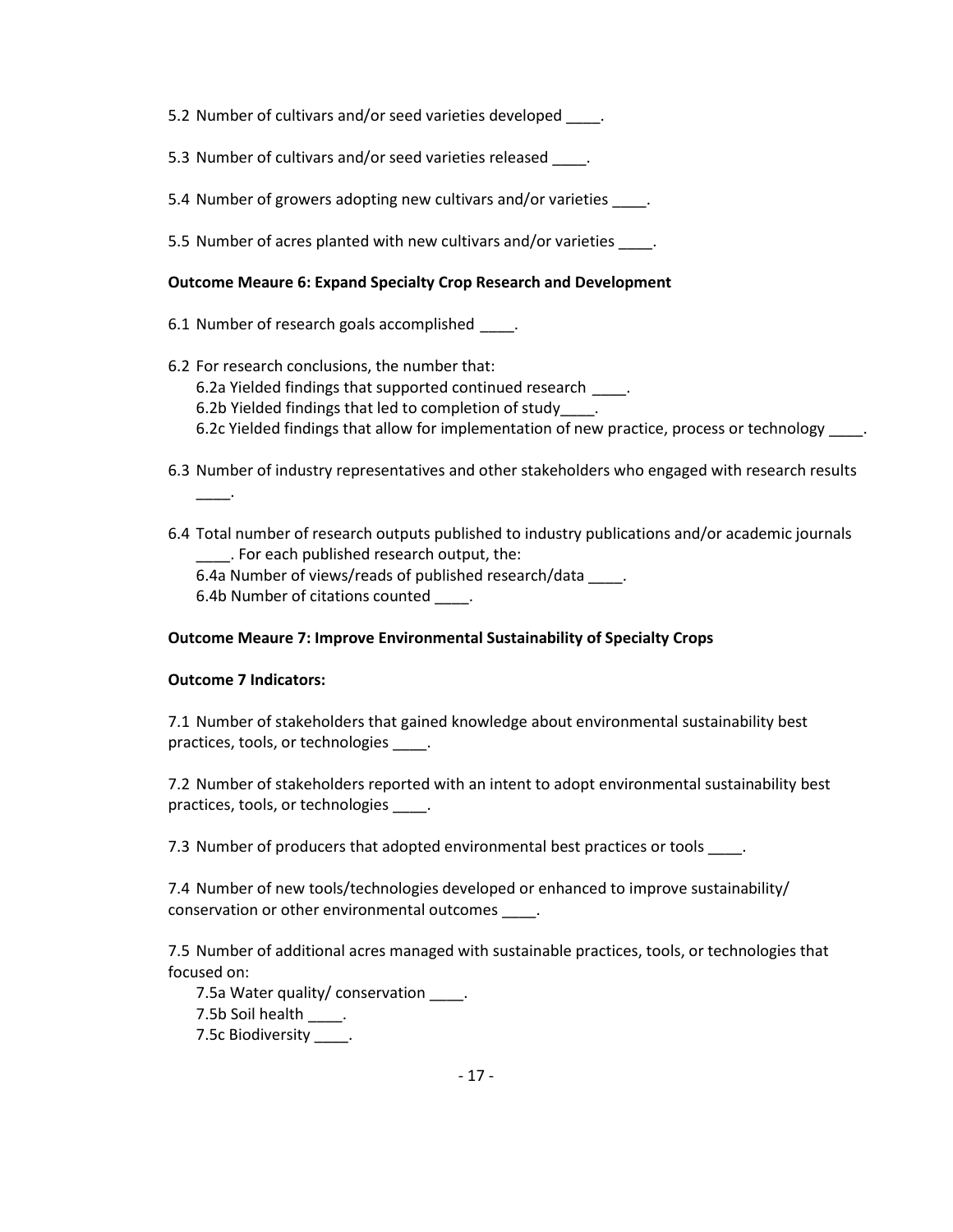5.2 Number of cultivars and/or seed varieties developed ____.

5.3 Number of cultivars and/or seed varieties released ____.

5.4 Number of growers adopting new cultivars and/or varieties ____.

5.5 Number of acres planted with new cultivars and/or varieties ____.

**Outcome Meaure 6: Expand Specialty Crop Research and Development**

6.1 Number of research goals accomplished ____.

6.2 For research conclusions, the number that:
   6.2a Yielded findings that supported continued research ____.
   6.2b Yielded findings that led to completion of study____.
   6.2c Yielded findings that allow for implementation of new practice, process or technology ____.

6.3 Number of industry representatives and other stakeholders who engaged with research results ____.

6.4 Total number of research outputs published to industry publications and/or academic journals ____. For each published research output, the:
   6.4a Number of views/reads of published research/data ____.
   6.4b Number of citations counted ____.

**Outcome Meaure 7: Improve Environmental Sustainability of Specialty Crops**

**Outcome 7 Indicators:**

7.1 Number of stakeholders that gained knowledge about environmental sustainability best practices, tools, or technologies ____.

7.2 Number of stakeholders reported with an intent to adopt environmental sustainability best practices, tools, or technologies ____.

7.3 Number of producers that adopted environmental best practices or tools ____.

7.4 Number of new tools/technologies developed or enhanced to improve sustainability/ conservation or other environmental outcomes ____.

7.5 Number of additional acres managed with sustainable practices, tools, or technologies that focused on:
   7.5a Water quality/ conservation ____.
   7.5b Soil health ____.
   7.5c Biodiversity ____.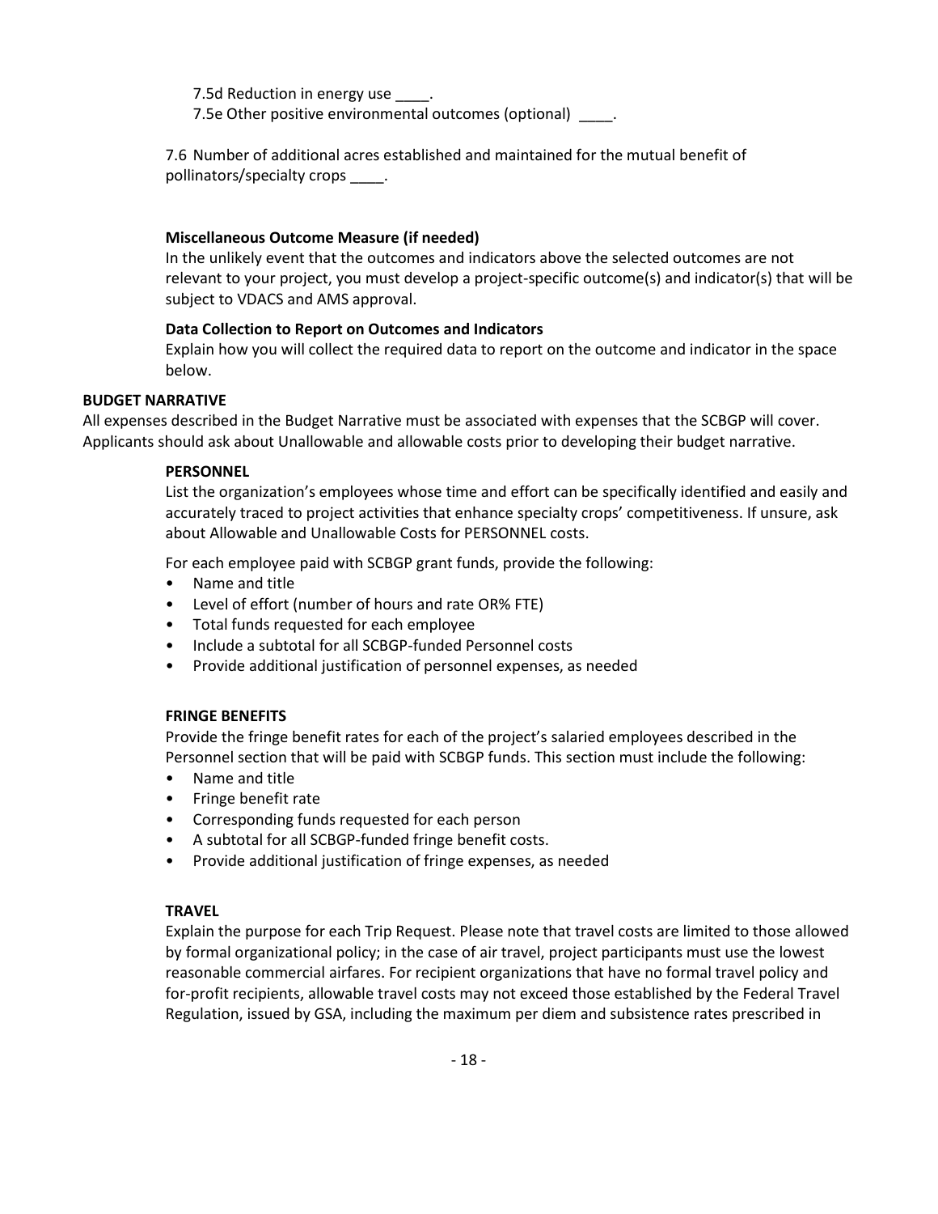7.5d Reduction in energy use ____.

7.5e Other positive environmental outcomes (optional) ____.

7.6 Number of additional acres established and maintained for the mutual benefit of pollinators/specialty crops ____.

**Miscellaneous Outcome Measure (if needed)**

In the unlikely event that the outcomes and indicators above the selected outcomes are not relevant to your project, you must develop a project-specific outcome(s) and indicator(s) that will be subject to VDACS and AMS approval.

**Data Collection to Report on Outcomes and Indicators**

Explain how you will collect the required data to report on the outcome and indicator in the space below.

**BUDGET NARRATIVE**

All expenses described in the Budget Narrative must be associated with expenses that the SCBGP will cover. Applicants should ask about Unallowable and allowable costs prior to developing their budget narrative.

**PERSONNEL**

List the organization's employees whose time and effort can be specifically identified and easily and accurately traced to project activities that enhance specialty crops' competitiveness. If unsure, ask about Allowable and Unallowable Costs for PERSONNEL costs.

For each employee paid with SCBGP grant funds, provide the following:

- Name and title
- Level of effort (number of hours and rate OR% FTE)
- Total funds requested for each employee
- Include a subtotal for all SCBGP-funded Personnel costs
- Provide additional justification of personnel expenses, as needed

**FRINGE BENEFITS**

Provide the fringe benefit rates for each of the project's salaried employees described in the Personnel section that will be paid with SCBGP funds. This section must include the following:

- Name and title
- Fringe benefit rate
- Corresponding funds requested for each person
- A subtotal for all SCBGP-funded fringe benefit costs.
- Provide additional justification of fringe expenses, as needed

**TRAVEL**

Explain the purpose for each Trip Request. Please note that travel costs are limited to those allowed by formal organizational policy; in the case of air travel, project participants must use the lowest reasonable commercial airfares. For recipient organizations that have no formal travel policy and for-profit recipients, allowable travel costs may not exceed those established by the Federal Travel Regulation, issued by GSA, including the maximum per diem and subsistence rates prescribed in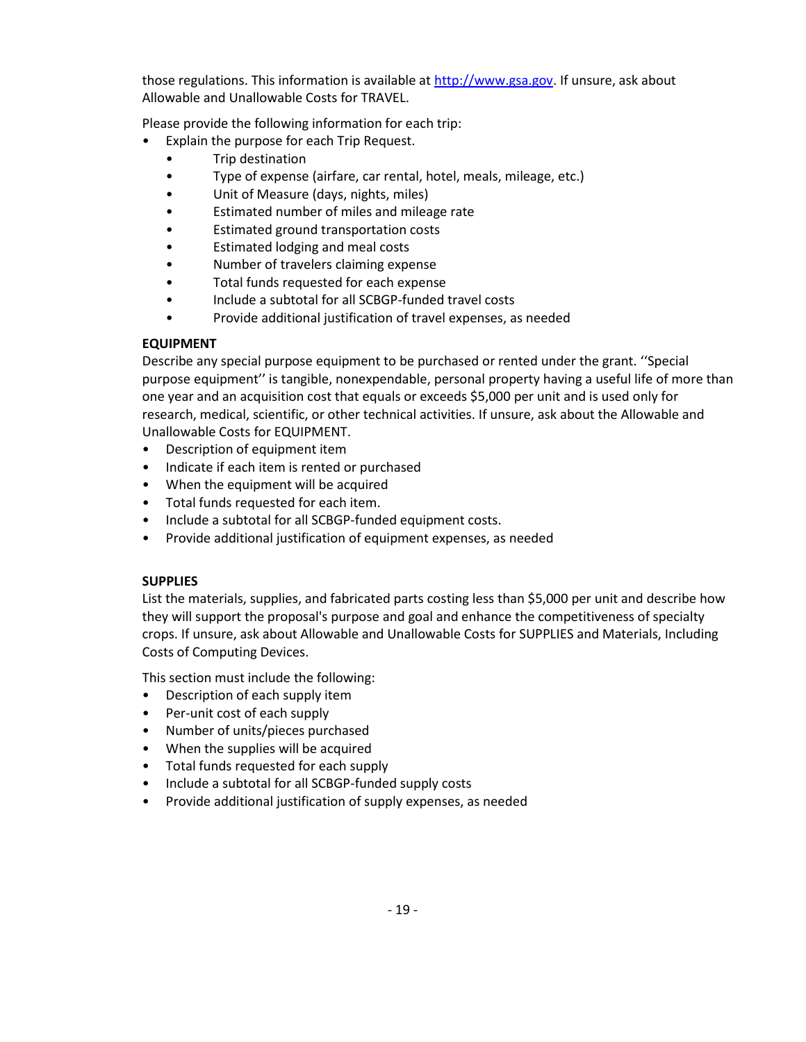those regulations. This information is available at [http://www.gsa.gov](http://www.gsa.gov). If unsure, ask about Allowable and Unallowable Costs for TRAVEL.

Please provide the following information for each trip:

- Explain the purpose for each Trip Request.
  - Trip destination
  - Type of expense (airfare, car rental, hotel, meals, mileage, etc.)
  - Unit of Measure (days, nights, miles)
  - Estimated number of miles and mileage rate
  - Estimated ground transportation costs
  - Estimated lodging and meal costs
  - Number of travelers claiming expense
  - Total funds requested for each expense
  - Include a subtotal for all SCBGP-funded travel costs
  - Provide additional justification of travel expenses, as needed

**EQUIPMENT**

Describe any special purpose equipment to be purchased or rented under the grant. ''Special purpose equipment'' is tangible, nonexpendable, personal property having a useful life of more than one year and an acquisition cost that equals or exceeds $5,000 per unit and is used only for research, medical, scientific, or other technical activities. If unsure, ask about the Allowable and Unallowable Costs for EQUIPMENT.

- Description of equipment item
- Indicate if each item is rented or purchased
- When the equipment will be acquired
- Total funds requested for each item.
- Include a subtotal for all SCBGP-funded equipment costs.
- Provide additional justification of equipment expenses, as needed

**SUPPLIES**

List the materials, supplies, and fabricated parts costing less than $5,000 per unit and describe how they will support the proposal's purpose and goal and enhance the competitiveness of specialty crops. If unsure, ask about Allowable and Unallowable Costs for SUPPLIES and Materials, Including Costs of Computing Devices.

This section must include the following:

- Description of each supply item
- Per-unit cost of each supply
- Number of units/pieces purchased
- When the supplies will be acquired
- Total funds requested for each supply
- Include a subtotal for all SCBGP-funded supply costs
- Provide additional justification of supply expenses, as needed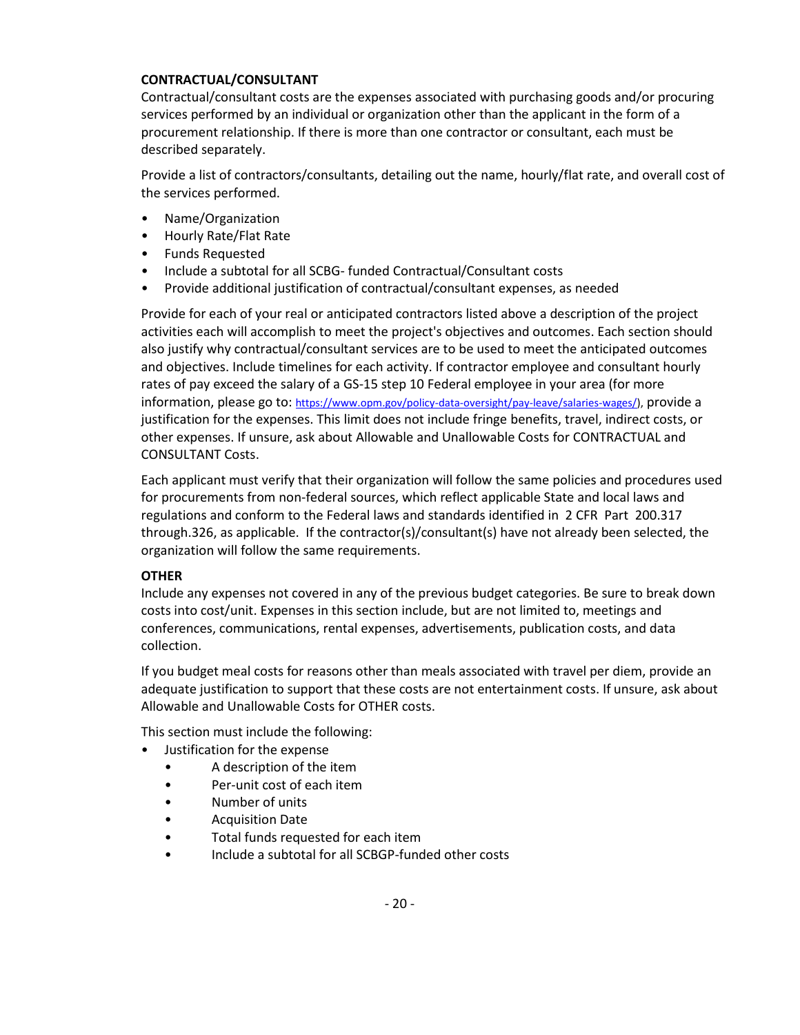**CONTRACTUAL/CONSULTANT**

Contractual/consultant costs are the expenses associated with purchasing goods and/or procuring services performed by an individual or organization other than the applicant in the form of a procurement relationship. If there is more than one contractor or consultant, each must be described separately.

Provide a list of contractors/consultants, detailing out the name, hourly/flat rate, and overall cost of the services performed.

- Name/Organization
- Hourly Rate/Flat Rate
- Funds Requested
- Include a subtotal for all SCBG- funded Contractual/Consultant costs
- Provide additional justification of contractual/consultant expenses, as needed

Provide for each of your real or anticipated contractors listed above a description of the project activities each will accomplish to meet the project's objectives and outcomes. Each section should also justify why contractual/consultant services are to be used to meet the anticipated outcomes and objectives. Include timelines for each activity. If contractor employee and consultant hourly rates of pay exceed the salary of a GS-15 step 10 Federal employee in your area (for more information, please go to: https://www.opm.gov/policy-data-oversight/pay-leave/salaries-wages/), provide a justification for the expenses. This limit does not include fringe benefits, travel, indirect costs, or other expenses. If unsure, ask about Allowable and Unallowable Costs for CONTRACTUAL and CONSULTANT Costs.

Each applicant must verify that their organization will follow the same policies and procedures used for procurements from non-federal sources, which reflect applicable State and local laws and regulations and conform to the Federal laws and standards identified in 2 CFR Part 200.317 through.326, as applicable. If the contractor(s)/consultant(s) have not already been selected, the organization will follow the same requirements.

**OTHER**

Include any expenses not covered in any of the previous budget categories. Be sure to break down costs into cost/unit. Expenses in this section include, but are not limited to, meetings and conferences, communications, rental expenses, advertisements, publication costs, and data collection.

If you budget meal costs for reasons other than meals associated with travel per diem, provide an adequate justification to support that these costs are not entertainment costs. If unsure, ask about Allowable and Unallowable Costs for OTHER costs.

This section must include the following:

- Justification for the expense
    - A description of the item
    - Per-unit cost of each item
    - Number of units
    - Acquisition Date
    - Total funds requested for each item
    - Include a subtotal for all SCBGP-funded other costs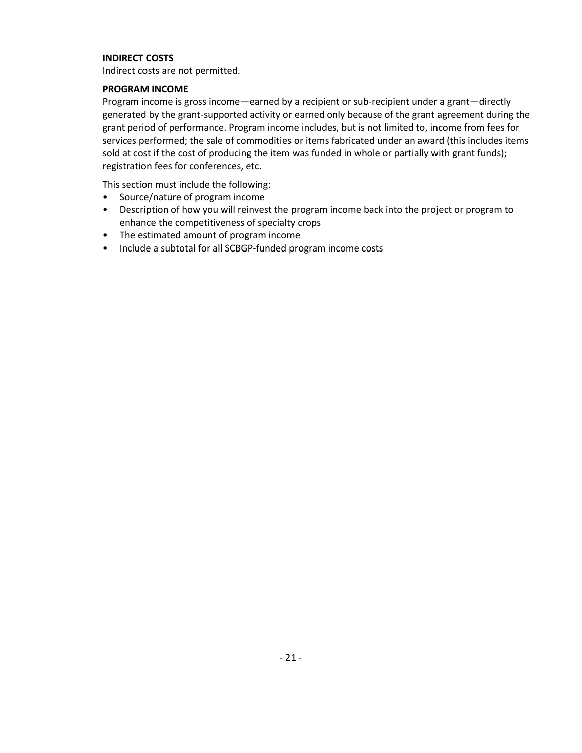**INDIRECT COSTS**

Indirect costs are not permitted.

**PROGRAM INCOME**

Program income is gross income—earned by a recipient or sub-recipient under a grant—directly generated by the grant-supported activity or earned only because of the grant agreement during the grant period of performance. Program income includes, but is not limited to, income from fees for services performed; the sale of commodities or items fabricated under an award (this includes items sold at cost if the cost of producing the item was funded in whole or partially with grant funds); registration fees for conferences, etc.

This section must include the following:

- Source/nature of program income
- Description of how you will reinvest the program income back into the project or program to enhance the competitiveness of specialty crops
- The estimated amount of program income
- Include a subtotal for all SCBGP-funded program income costs